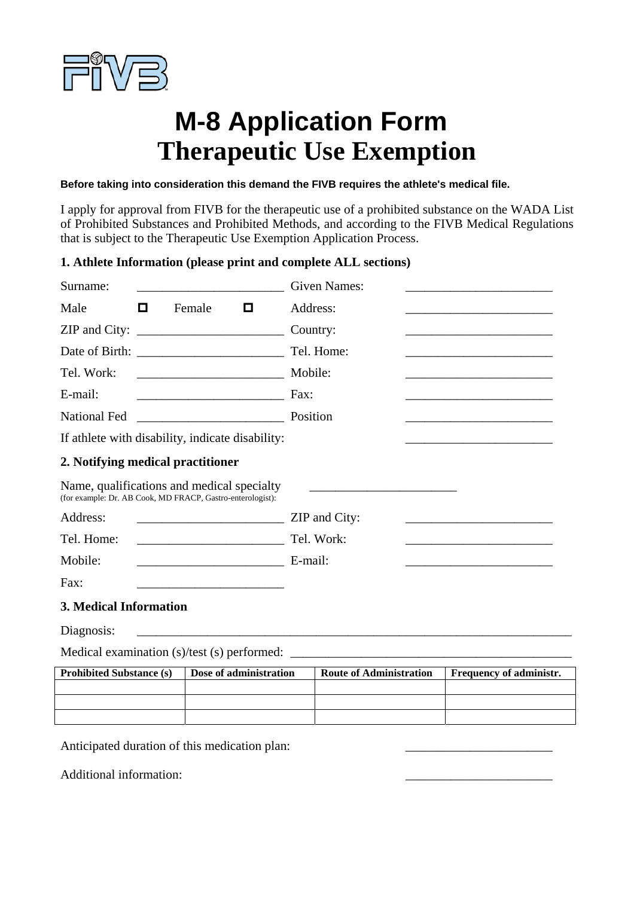# M-8 Application Form
# Therapeutic Use Exemption

**Before taking into consideration this demand the FIVB requires the athlete's medical file.**

I apply for approval from FIVB for the therapeutic use of a prohibited substance on the WADA List of Prohibited Substances and Prohibited Methods, and according to the FIVB Medical Regulations that is subject to the Therapeutic Use Exemption Application Process.

### 1. Athlete Information (please print and complete ALL sections)

Surname: _______________________ Given Names: _______________________

Male ☐ Female ☐ Address: _______________________

ZIP and City: _______________________ Country: _______________________

Date of Birth: _______________________ Tel. Home: _______________________

Tel. Work: _______________________ Mobile: _______________________

E-mail: _______________________ Fax: _______________________

National Fed _______________________ Position _______________________

If athlete with disability, indicate disability: _______________________

### 2. Notifying medical practitioner

Name, qualifications and medical specialty _______________________
(for example: Dr. AB Cook, MD FRACP, Gastro-enterologist):

Address: _______________________ ZIP and City: _______________________

Tel. Home: _______________________ Tel. Work: _______________________

Mobile: _______________________ E-mail: _______________________

Fax: _______________________

### 3. Medical Information

Diagnosis: ____________________________________________________________________

Medical examination (s)/test (s) performed: ____________________________________________

| Prohibited Substance (s) | Dose of administration | Route of Administration | Frequency of administr. |
|---|---|---|---|
| | | | |
| | | | |
| | | | |

Anticipated duration of this medication plan: _______________________

Additional information: _______________________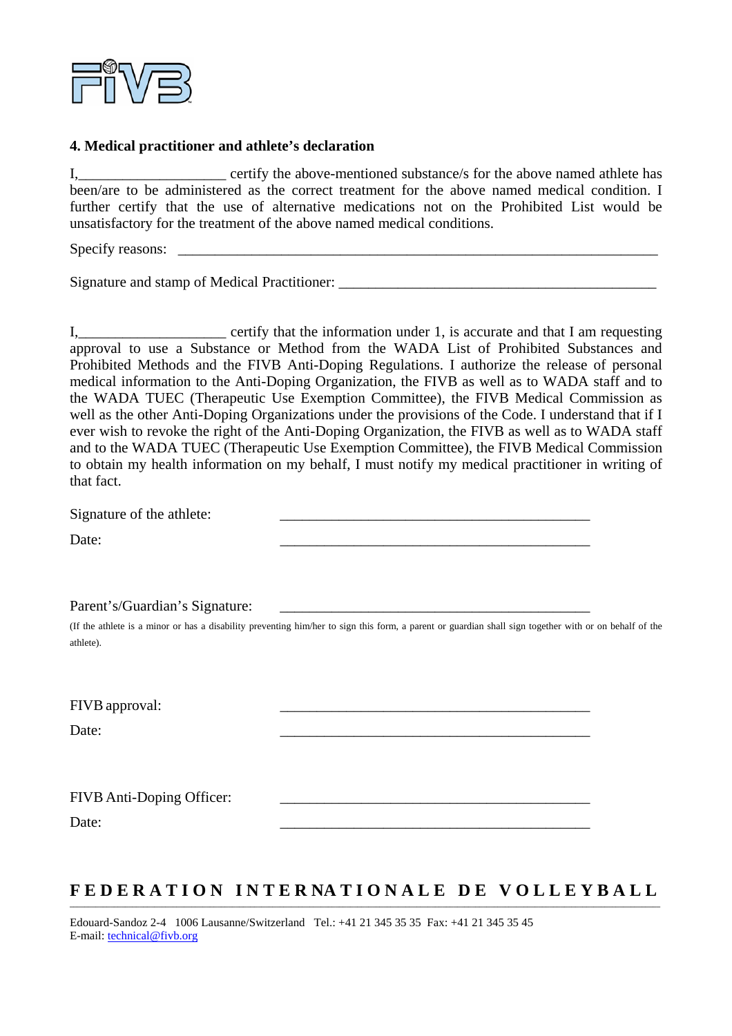## 4. Medical practitioner and athlete's declaration

I,____________________ certify the above-mentioned substance/s for the above named athlete has been/are to be administered as the correct treatment for the above named medical condition. I further certify that the use of alternative medications not on the Prohibited List would be unsatisfactory for the treatment of the above named medical conditions.

Specify reasons: ______________________________________________________________________

Signature and stamp of Medical Practitioner: ___________________________________________

I,____________________ certify that the information under 1, is accurate and that I am requesting approval to use a Substance or Method from the WADA List of Prohibited Substances and Prohibited Methods and the FIVB Anti-Doping Regulations. I authorize the release of personal medical information to the Anti-Doping Organization, the FIVB as well as to WADA staff and to the WADA TUEC (Therapeutic Use Exemption Committee), the FIVB Medical Commission as well as the other Anti-Doping Organizations under the provisions of the Code. I understand that if I ever wish to revoke the right of the Anti-Doping Organization, the FIVB as well as to WADA staff and to the WADA TUEC (Therapeutic Use Exemption Committee), the FIVB Medical Commission to obtain my health information on my behalf, I must notify my medical practitioner in writing of that fact.

Signature of the athlete: ___________________________________________

Date: ___________________________________________

Parent's/Guardian's Signature: ___________________________________________

(If the athlete is a minor or has a disability preventing him/her to sign this form, a parent or guardian shall sign together with or on behalf of the athlete).

FIVB approval: ___________________________________________

Date: ___________________________________________

FIVB Anti-Doping Officer: ___________________________________________

Date: ___________________________________________

**FEDERATION INTERNATIONALE DE VOLLEYBALL**

Edouard-Sandoz 2-4 1006 Lausanne/Switzerland Tel.: +41 21 345 35 35 Fax: +41 21 345 35 45
E-mail: technical@fivb.org